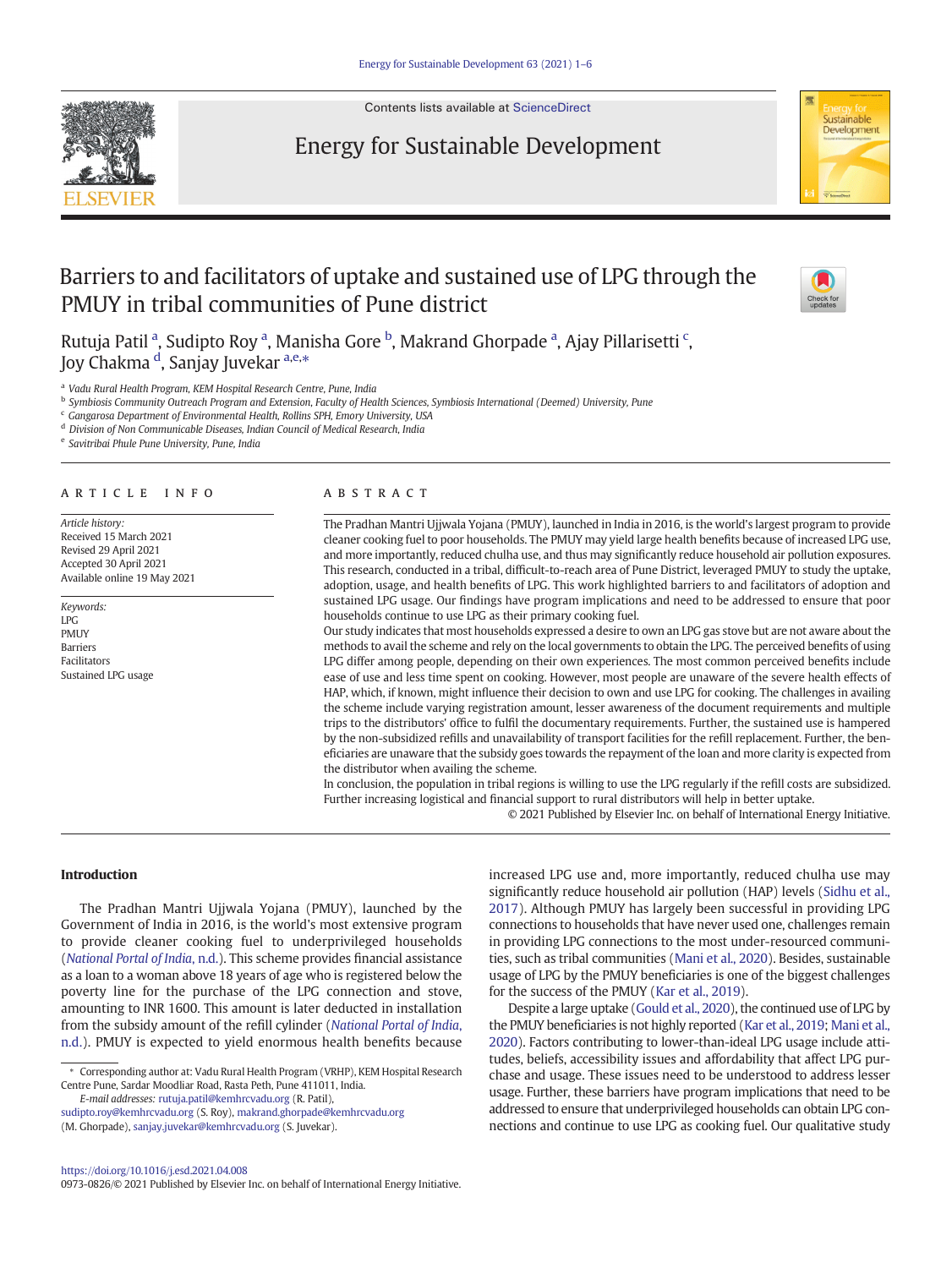# Barriers to and facilitators of uptake and sustained use of LPG through the PMUY in tribal communities of Pune district

Rutuja Patil [a], Sudipto Roy [a], Manisha Gore [b], Makrand Ghorpade [a], Ajay Pillarisetti [c], Joy Chakma [d], Sanjay Juvekar [a,e,*]

[a] Vadu Rural Health Program, KEM Hospital Research Centre, Pune, India
[b] Symbiosis Community Outreach Program and Extension, Faculty of Health Sciences, Symbiosis International (Deemed) University, Pune
[c] Gangarosa Department of Environmental Health, Rollins SPH, Emory University, USA
[d] Division of Non Communicable Diseases, Indian Council of Medical Research, India
[e] Savitribai Phule Pune University, Pune, India

## ARTICLE INFO

*Article history:*
Received 15 March 2021
Revised 29 April 2021
Accepted 30 April 2021
Available online 19 May 2021

*Keywords:*
LPG
PMUY
Barriers
Facilitators
Sustained LPG usage

## ABSTRACT

The Pradhan Mantri Ujjwala Yojana (PMUY), launched in India in 2016, is the world's largest program to provide cleaner cooking fuel to poor households. The PMUY may yield large health benefits because of increased LPG use, and more importantly, reduced chulha use, and thus may significantly reduce household air pollution exposures. This research, conducted in a tribal, difficult-to-reach area of Pune District, leveraged PMUY to study the uptake, adoption, usage, and health benefits of LPG. This work highlighted barriers to and facilitators of adoption and sustained LPG usage. Our findings have program implications and need to be addressed to ensure that poor households continue to use LPG as their primary cooking fuel.

Our study indicates that most households expressed a desire to own an LPG gas stove but are not aware about the methods to avail the scheme and rely on the local governments to obtain the LPG. The perceived benefits of using LPG differ among people, depending on their own experiences. The most common perceived benefits include ease of use and less time spent on cooking. However, most people are unaware of the severe health effects of HAP, which, if known, might influence their decision to own and use LPG for cooking. The challenges in availing the scheme include varying registration amount, lesser awareness of the document requirements and multiple trips to the distributors' office to fulfil the documentary requirements. Further, the sustained use is hampered by the non-subsidized refills and unavailability of transport facilities for the refill replacement. Further, the beneficiaries are unaware that the subsidy goes towards the repayment of the loan and more clarity is expected from the distributor when availing the scheme.

In conclusion, the population in tribal regions is willing to use the LPG regularly if the refill costs are subsidized. Further increasing logistical and financial support to rural distributors will help in better uptake.

© 2021 Published by Elsevier Inc. on behalf of International Energy Initiative.

## Introduction

The Pradhan Mantri Ujjwala Yojana (PMUY), launched by the Government of India in 2016, is the world's most extensive program to provide cleaner cooking fuel to underprivileged households (*National Portal of India*, n.d.). This scheme provides financial assistance as a loan to a woman above 18 years of age who is registered below the poverty line for the purchase of the LPG connection and stove, amounting to INR 1600. This amount is later deducted in installation from the subsidy amount of the refill cylinder (*National Portal of India*, n.d.). PMUY is expected to yield enormous health benefits because increased LPG use and, more importantly, reduced chulha use may significantly reduce household air pollution (HAP) levels (Sidhu et al., 2017). Although PMUY has largely been successful in providing LPG connections to households that have never used one, challenges remain in providing LPG connections to the most under-resourced communities, such as tribal communities (Mani et al., 2020). Besides, sustainable usage of LPG by the PMUY beneficiaries is one of the biggest challenges for the success of the PMUY (Kar et al., 2019).

Despite a large uptake (Gould et al., 2020), the continued use of LPG by the PMUY beneficiaries is not highly reported (Kar et al., 2019; Mani et al., 2020). Factors contributing to lower-than-ideal LPG usage include attitudes, beliefs, accessibility issues and affordability that affect LPG purchase and usage. These issues need to be understood to address lesser usage. Further, these barriers have program implications that need to be addressed to ensure that underprivileged households can obtain LPG connections and continue to use LPG as cooking fuel. Our qualitative study

* Corresponding author at: Vadu Rural Health Program (VRHP), KEM Hospital Research Centre Pune, Sardar Moodliar Road, Rasta Peth, Pune 411011, India.
*E-mail addresses:* rutuja.patil@kemhrcvadu.org (R. Patil), sudipto.roy@kemhrcvadu.org (S. Roy), makrand.ghorpade@kemhrcvadu.org (M. Ghorpade), sanjay.juvekar@kemhrcvadu.org (S. Juvekar).

https://doi.org/10.1016/j.esd.2021.04.008
0973-0826/© 2021 Published by Elsevier Inc. on behalf of International Energy Initiative.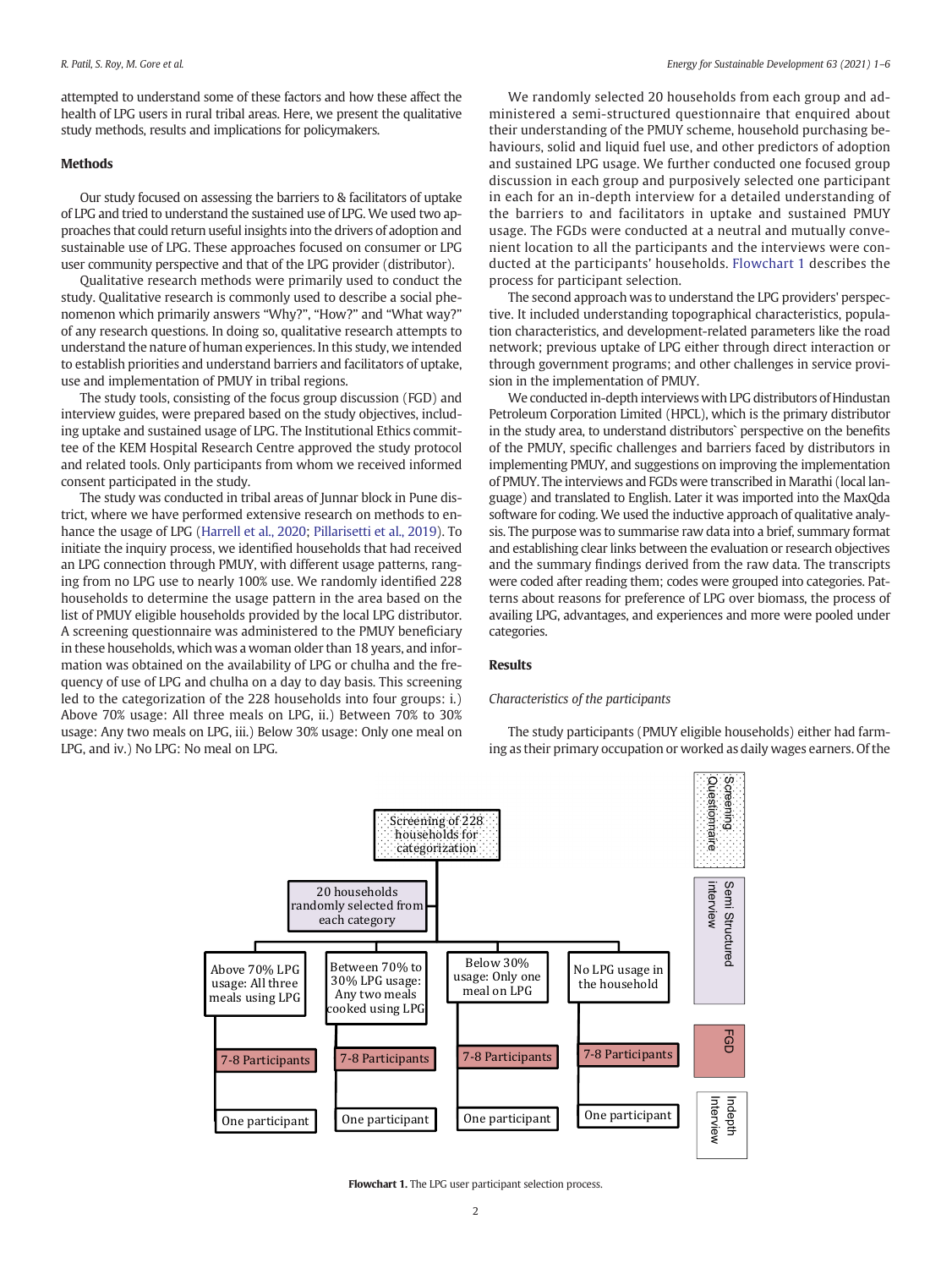attempted to understand some of these factors and how these affect the health of LPG users in rural tribal areas. Here, we present the qualitative study methods, results and implications for policymakers.

## Methods

Our study focused on assessing the barriers to & facilitators of uptake of LPG and tried to understand the sustained use of LPG. We used two approaches that could return useful insights into the drivers of adoption and sustainable use of LPG. These approaches focused on consumer or LPG user community perspective and that of the LPG provider (distributor).

Qualitative research methods were primarily used to conduct the study. Qualitative research is commonly used to describe a social phenomenon which primarily answers "Why?", "How?" and "What way?" of any research questions. In doing so, qualitative research attempts to understand the nature of human experiences. In this study, we intended to establish priorities and understand barriers and facilitators of uptake, use and implementation of PMUY in tribal regions.

The study tools, consisting of the focus group discussion (FGD) and interview guides, were prepared based on the study objectives, including uptake and sustained usage of LPG. The Institutional Ethics committee of the KEM Hospital Research Centre approved the study protocol and related tools. Only participants from whom we received informed consent participated in the study.

The study was conducted in tribal areas of Junnar block in Pune district, where we have performed extensive research on methods to enhance the usage of LPG (Harrell et al., 2020; Pillarisetti et al., 2019). To initiate the inquiry process, we identified households that had received an LPG connection through PMUY, with different usage patterns, ranging from no LPG use to nearly 100% use. We randomly identified 228 households to determine the usage pattern in the area based on the list of PMUY eligible households provided by the local LPG distributor. A screening questionnaire was administered to the PMUY beneficiary in these households, which was a woman older than 18 years, and information was obtained on the availability of LPG or chulha and the frequency of use of LPG and chulha on a day to day basis. This screening led to the categorization of the 228 households into four groups: i.) Above 70% usage: All three meals on LPG, ii.) Between 70% to 30% usage: Any two meals on LPG, iii.) Below 30% usage: Only one meal on LPG, and iv.) No LPG: No meal on LPG.

We randomly selected 20 households from each group and administered a semi-structured questionnaire that enquired about their understanding of the PMUY scheme, household purchasing behaviours, solid and liquid fuel use, and other predictors of adoption and sustained LPG usage. We further conducted one focused group discussion in each group and purposively selected one participant in each for an in-depth interview for a detailed understanding of the barriers to and facilitators in uptake and sustained PMUY usage. The FGDs were conducted at a neutral and mutually convenient location to all the participants and the interviews were conducted at the participants' households. Flowchart 1 describes the process for participant selection.

The second approach was to understand the LPG providers' perspective. It included understanding topographical characteristics, population characteristics, and development-related parameters like the road network; previous uptake of LPG either through direct interaction or through government programs; and other challenges in service provision in the implementation of PMUY.

We conducted in-depth interviews with LPG distributors of Hindustan Petroleum Corporation Limited (HPCL), which is the primary distributor in the study area, to understand distributors` perspective on the benefits of the PMUY, specific challenges and barriers faced by distributors in implementing PMUY, and suggestions on improving the implementation of PMUY. The interviews and FGDs were transcribed in Marathi (local language) and translated to English. Later it was imported into the MaxQda software for coding. We used the inductive approach of qualitative analysis. The purpose was to summarise raw data into a brief, summary format and establishing clear links between the evaluation or research objectives and the summary findings derived from the raw data. The transcripts were coded after reading them; codes were grouped into categories. Patterns about reasons for preference of LPG over biomass, the process of availing LPG, advantages, and experiences and more were pooled under categories.

## Results

### *Characteristics of the participants*

The study participants (PMUY eligible households) either had farming as their primary occupation or worked as daily wages earners. Of the

| Stage | Above 70% LPG usage: All three meals using LPG | Between 70% to 30% LPG usage: Any two meals cooked using LPG | Below 30% usage: Only one meal on LPG | No LPG usage in the household |
|---|---|---|---|---|
| Screening Questionnaire | Screening of 228 households for categorization | | | |
| Semi Structured interview | 20 households randomly selected from each category | | | |
| FGD | 7-8 Participants | 7-8 Participants | 7-8 Participants | 7-8 Participants |
| Indepth Interview | One participant | One participant | One participant | One participant |

**Flowchart 1.** The LPG user participant selection process.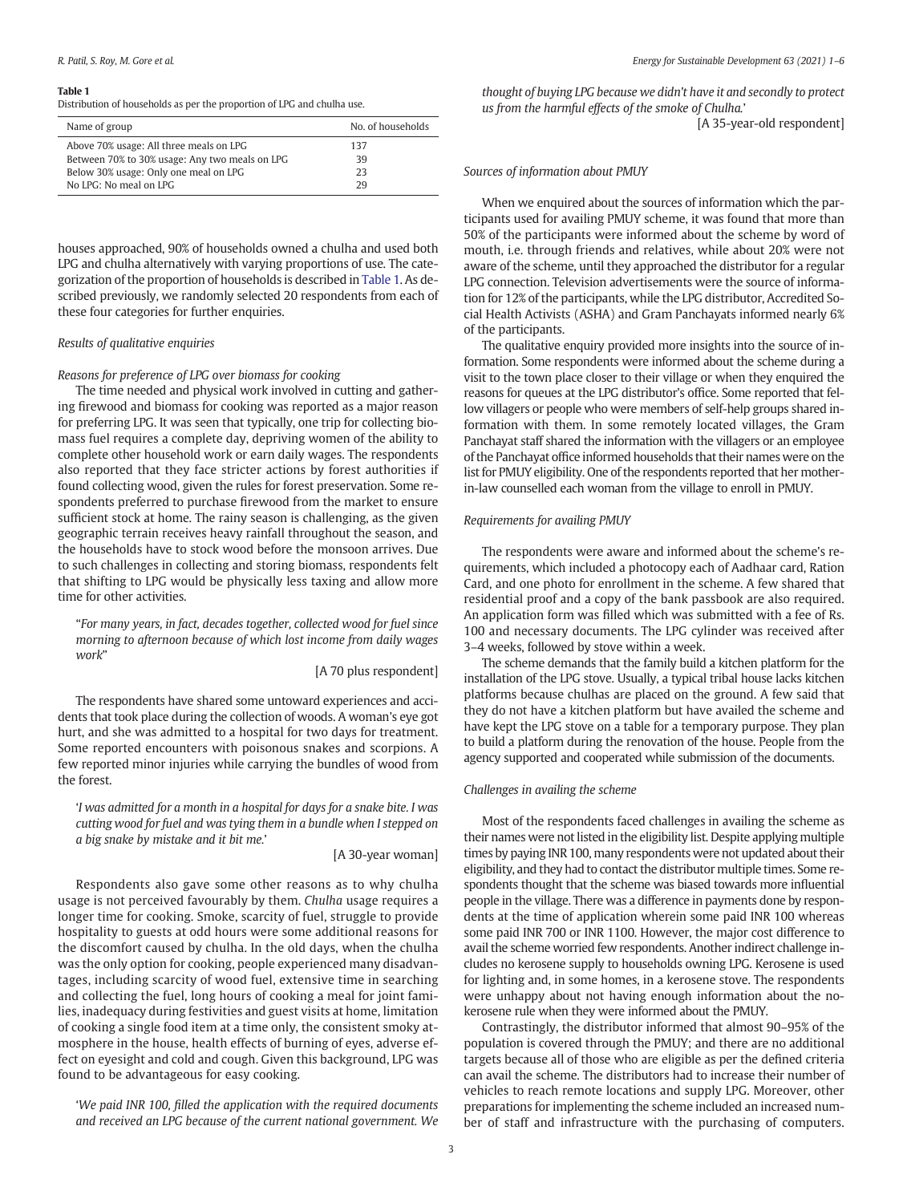**Table 1**
Distribution of households as per the proportion of LPG and chulha use.

| Name of group | No. of households |
|---|---|
| Above 70% usage: All three meals on LPG | 137 |
| Between 70% to 30% usage: Any two meals on LPG | 39 |
| Below 30% usage: Only one meal on LPG | 23 |
| No LPG: No meal on LPG | 29 |

houses approached, 90% of households owned a chulha and used both LPG and chulha alternatively with varying proportions of use. The categorization of the proportion of households is described in Table 1. As described previously, we randomly selected 20 respondents from each of these four categories for further enquiries.

### Results of qualitative enquiries

#### Reasons for preference of LPG over biomass for cooking

The time needed and physical work involved in cutting and gathering firewood and biomass for cooking was reported as a major reason for preferring LPG. It was seen that typically, one trip for collecting biomass fuel requires a complete day, depriving women of the ability to complete other household work or earn daily wages. The respondents also reported that they face stricter actions by forest authorities if found collecting wood, given the rules for forest preservation. Some respondents preferred to purchase firewood from the market to ensure sufficient stock at home. The rainy season is challenging, as the given geographic terrain receives heavy rainfall throughout the season, and the households have to stock wood before the monsoon arrives. Due to such challenges in collecting and storing biomass, respondents felt that shifting to LPG would be physically less taxing and allow more time for other activities.

> "*For many years, in fact, decades together, collected wood for fuel since morning to afternoon because of which lost income from daily wages work*"
>
> [A 70 plus respondent]

The respondents have shared some untoward experiences and accidents that took place during the collection of woods. A woman's eye got hurt, and she was admitted to a hospital for two days for treatment. Some reported encounters with poisonous snakes and scorpions. A few reported minor injuries while carrying the bundles of wood from the forest.

> '*I was admitted for a month in a hospital for days for a snake bite. I was cutting wood for fuel and was tying them in a bundle when I stepped on a big snake by mistake and it bit me.*'
>
> [A 30-year woman]

Respondents also gave some other reasons as to why chulha usage is not perceived favourably by them. *Chulha* usage requires a longer time for cooking. Smoke, scarcity of fuel, struggle to provide hospitality to guests at odd hours were some additional reasons for the discomfort caused by chulha. In the old days, when the chulha was the only option for cooking, people experienced many disadvantages, including scarcity of wood fuel, extensive time in searching and collecting the fuel, long hours of cooking a meal for joint families, inadequacy during festivities and guest visits at home, limitation of cooking a single food item at a time only, the consistent smoky atmosphere in the house, health effects of burning of eyes, adverse effect on eyesight and cold and cough. Given this background, LPG was found to be advantageous for easy cooking.

> '*We paid INR 100, filled the application with the required documents and received an LPG because of the current national government. We thought of buying LPG because we didn't have it and secondly to protect us from the harmful effects of the smoke of Chulha.*'
>
> [A 35-year-old respondent]

#### Sources of information about PMUY

When we enquired about the sources of information which the participants used for availing PMUY scheme, it was found that more than 50% of the participants were informed about the scheme by word of mouth, i.e. through friends and relatives, while about 20% were not aware of the scheme, until they approached the distributor for a regular LPG connection. Television advertisements were the source of information for 12% of the participants, while the LPG distributor, Accredited Social Health Activists (ASHA) and Gram Panchayats informed nearly 6% of the participants.

The qualitative enquiry provided more insights into the source of information. Some respondents were informed about the scheme during a visit to the town place closer to their village or when they enquired the reasons for queues at the LPG distributor's office. Some reported that fellow villagers or people who were members of self-help groups shared information with them. In some remotely located villages, the Gram Panchayat staff shared the information with the villagers or an employee of the Panchayat office informed households that their names were on the list for PMUY eligibility. One of the respondents reported that her mother-in-law counselled each woman from the village to enroll in PMUY.

#### Requirements for availing PMUY

The respondents were aware and informed about the scheme's requirements, which included a photocopy each of Aadhaar card, Ration Card, and one photo for enrollment in the scheme. A few shared that residential proof and a copy of the bank passbook are also required. An application form was filled which was submitted with a fee of Rs. 100 and necessary documents. The LPG cylinder was received after 3–4 weeks, followed by stove within a week.

The scheme demands that the family build a kitchen platform for the installation of the LPG stove. Usually, a typical tribal house lacks kitchen platforms because chulhas are placed on the ground. A few said that they do not have a kitchen platform but have availed the scheme and have kept the LPG stove on a table for a temporary purpose. They plan to build a platform during the renovation of the house. People from the agency supported and cooperated while submission of the documents.

#### Challenges in availing the scheme

Most of the respondents faced challenges in availing the scheme as their names were not listed in the eligibility list. Despite applying multiple times by paying INR 100, many respondents were not updated about their eligibility, and they had to contact the distributor multiple times. Some respondents thought that the scheme was biased towards more influential people in the village. There was a difference in payments done by respondents at the time of application wherein some paid INR 100 whereas some paid INR 700 or INR 1100. However, the major cost difference to avail the scheme worried few respondents. Another indirect challenge includes no kerosene supply to households owning LPG. Kerosene is used for lighting and, in some homes, in a kerosene stove. The respondents were unhappy about not having enough information about the no-kerosene rule when they were informed about the PMUY.

Contrastingly, the distributor informed that almost 90–95% of the population is covered through the PMUY; and there are no additional targets because all of those who are eligible as per the defined criteria can avail the scheme. The distributors had to increase their number of vehicles to reach remote locations and supply LPG. Moreover, other preparations for implementing the scheme included an increased number of staff and infrastructure with the purchasing of computers.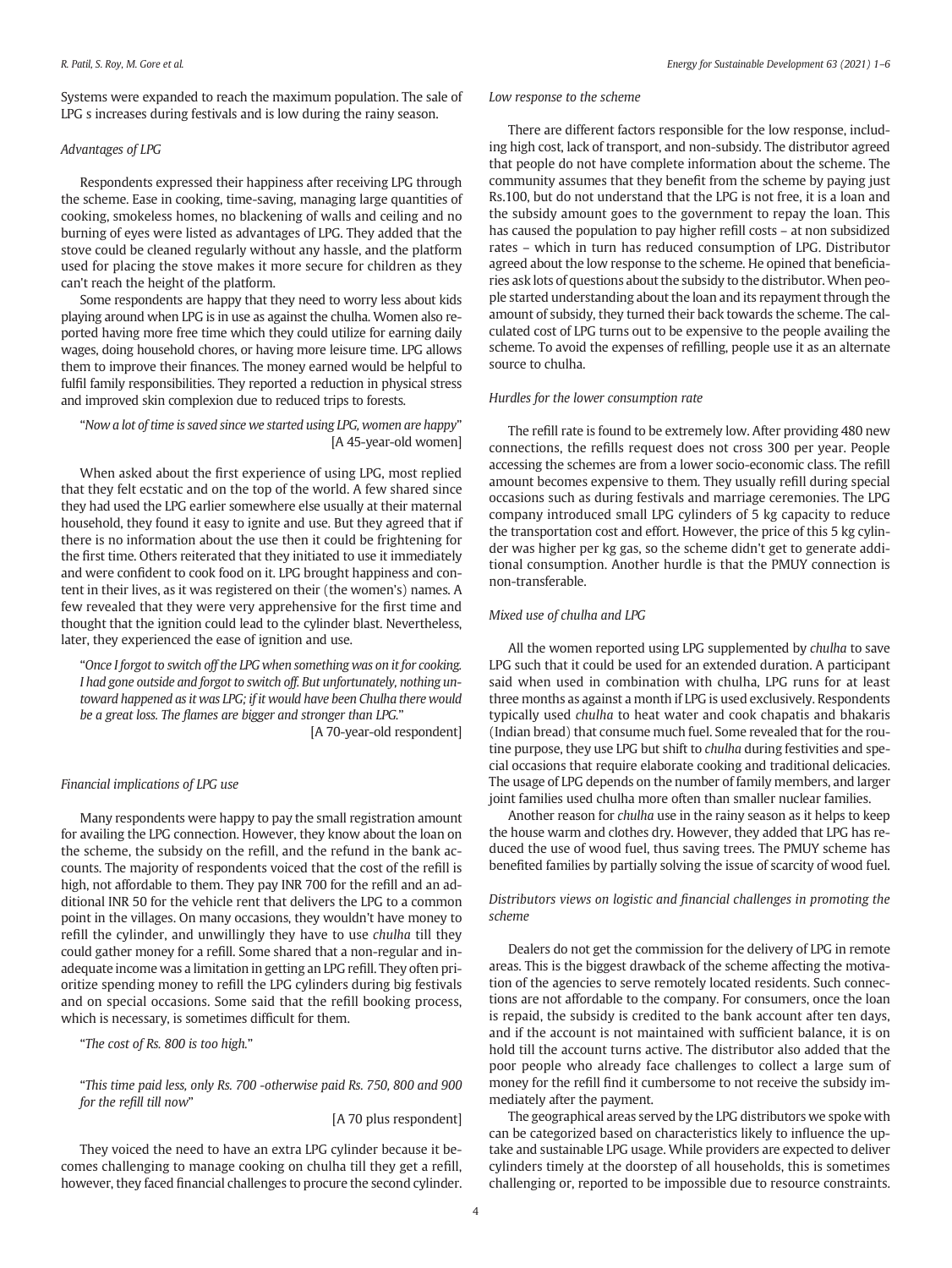Systems were expanded to reach the maximum population. The sale of LPG s increases during festivals and is low during the rainy season.

### *Advantages of LPG*

Respondents expressed their happiness after receiving LPG through the scheme. Ease in cooking, time-saving, managing large quantities of cooking, smokeless homes, no blackening of walls and ceiling and no burning of eyes were listed as advantages of LPG. They added that the stove could be cleaned regularly without any hassle, and the platform used for placing the stove makes it more secure for children as they can't reach the height of the platform.

Some respondents are happy that they need to worry less about kids playing around when LPG is in use as against the chulha. Women also reported having more free time which they could utilize for earning daily wages, doing household chores, or having more leisure time. LPG allows them to improve their finances. The money earned would be helpful to fulfil family responsibilities. They reported a reduction in physical stress and improved skin complexion due to reduced trips to forests.

> "*Now a lot of time is saved since we started using LPG, women are happy*"
> [A 45-year-old women]

When asked about the first experience of using LPG, most replied that they felt ecstatic and on the top of the world. A few shared since they had used the LPG earlier somewhere else usually at their maternal household, they found it easy to ignite and use. But they agreed that if there is no information about the use then it could be frightening for the first time. Others reiterated that they initiated to use it immediately and were confident to cook food on it. LPG brought happiness and content in their lives, as it was registered on their (the women's) names. A few revealed that they were very apprehensive for the first time and thought that the ignition could lead to the cylinder blast. Nevertheless, later, they experienced the ease of ignition and use.

> "*Once I forgot to switch off the LPG when something was on it for cooking. I had gone outside and forgot to switch off. But unfortunately, nothing untoward happened as it was LPG; if it would have been Chulha there would be a great loss. The flames are bigger and stronger than LPG.*"
> [A 70-year-old respondent]

### *Financial implications of LPG use*

Many respondents were happy to pay the small registration amount for availing the LPG connection. However, they know about the loan on the scheme, the subsidy on the refill, and the refund in the bank accounts. The majority of respondents voiced that the cost of the refill is high, not affordable to them. They pay INR 700 for the refill and an additional INR 50 for the vehicle rent that delivers the LPG to a common point in the villages. On many occasions, they wouldn't have money to refill the cylinder, and unwillingly they have to use *chulha* till they could gather money for a refill. Some shared that a non-regular and inadequate income was a limitation in getting an LPG refill. They often prioritize spending money to refill the LPG cylinders during big festivals and on special occasions. Some said that the refill booking process, which is necessary, is sometimes difficult for them.

> "*The cost of Rs. 800 is too high.*"

> "*This time paid less, only Rs. 700 -otherwise paid Rs. 750, 800 and 900 for the refill till now*"
> [A 70 plus respondent]

They voiced the need to have an extra LPG cylinder because it becomes challenging to manage cooking on chulha till they get a refill, however, they faced financial challenges to procure the second cylinder.

### *Low response to the scheme*

There are different factors responsible for the low response, including high cost, lack of transport, and non-subsidy. The distributor agreed that people do not have complete information about the scheme. The community assumes that they benefit from the scheme by paying just Rs.100, but do not understand that the LPG is not free, it is a loan and the subsidy amount goes to the government to repay the loan. This has caused the population to pay higher refill costs – at non subsidized rates – which in turn has reduced consumption of LPG. Distributor agreed about the low response to the scheme. He opined that beneficiaries ask lots of questions about the subsidy to the distributor. When people started understanding about the loan and its repayment through the amount of subsidy, they turned their back towards the scheme. The calculated cost of LPG turns out to be expensive to the people availing the scheme. To avoid the expenses of refilling, people use it as an alternate source to chulha.

### *Hurdles for the lower consumption rate*

The refill rate is found to be extremely low. After providing 480 new connections, the refills request does not cross 300 per year. People accessing the schemes are from a lower socio-economic class. The refill amount becomes expensive to them. They usually refill during special occasions such as during festivals and marriage ceremonies. The LPG company introduced small LPG cylinders of 5 kg capacity to reduce the transportation cost and effort. However, the price of this 5 kg cylinder was higher per kg gas, so the scheme didn't get to generate additional consumption. Another hurdle is that the PMUY connection is non-transferable.

### *Mixed use of chulha and LPG*

All the women reported using LPG supplemented by *chulha* to save LPG such that it could be used for an extended duration. A participant said when used in combination with chulha, LPG runs for at least three months as against a month if LPG is used exclusively. Respondents typically used *chulha* to heat water and cook chapatis and bhakaris (Indian bread) that consume much fuel. Some revealed that for the routine purpose, they use LPG but shift to *chulha* during festivities and special occasions that require elaborate cooking and traditional delicacies. The usage of LPG depends on the number of family members, and larger joint families used chulha more often than smaller nuclear families.

Another reason for *chulha* use in the rainy season as it helps to keep the house warm and clothes dry. However, they added that LPG has reduced the use of wood fuel, thus saving trees. The PMUY scheme has benefited families by partially solving the issue of scarcity of wood fuel.

### *Distributors views on logistic and financial challenges in promoting the scheme*

Dealers do not get the commission for the delivery of LPG in remote areas. This is the biggest drawback of the scheme affecting the motivation of the agencies to serve remotely located residents. Such connections are not affordable to the company. For consumers, once the loan is repaid, the subsidy is credited to the bank account after ten days, and if the account is not maintained with sufficient balance, it is on hold till the account turns active. The distributor also added that the poor people who already face challenges to collect a large sum of money for the refill find it cumbersome to not receive the subsidy immediately after the payment.

The geographical areas served by the LPG distributors we spoke with can be categorized based on characteristics likely to influence the uptake and sustainable LPG usage. While providers are expected to deliver cylinders timely at the doorstep of all households, this is sometimes challenging or, reported to be impossible due to resource constraints.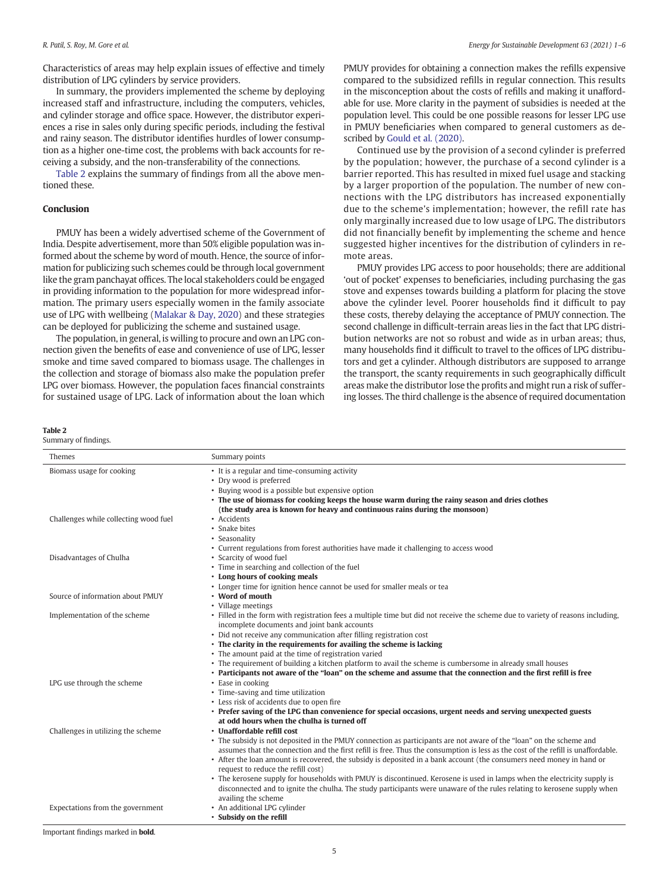Characteristics of areas may help explain issues of effective and timely distribution of LPG cylinders by service providers.

In summary, the providers implemented the scheme by deploying increased staff and infrastructure, including the computers, vehicles, and cylinder storage and office space. However, the distributor experiences a rise in sales only during specific periods, including the festival and rainy season. The distributor identifies hurdles of lower consumption as a higher one-time cost, the problems with back accounts for receiving a subsidy, and the non-transferability of the connections.

Table 2 explains the summary of findings from all the above mentioned these.

## Conclusion

PMUY has been a widely advertised scheme of the Government of India. Despite advertisement, more than 50% eligible population was informed about the scheme by word of mouth. Hence, the source of information for publicizing such schemes could be through local government like the gram panchayat offices. The local stakeholders could be engaged in providing information to the population for more widespread information. The primary users especially women in the family associate use of LPG with wellbeing (Malakar & Day, 2020) and these strategies can be deployed for publicizing the scheme and sustained usage.

The population, in general, is willing to procure and own an LPG connection given the benefits of ease and convenience of use of LPG, lesser smoke and time saved compared to biomass usage. The challenges in the collection and storage of biomass also make the population prefer LPG over biomass. However, the population faces financial constraints for sustained usage of LPG. Lack of information about the loan which PMUY provides for obtaining a connection makes the refills expensive compared to the subsidized refills in regular connection. This results in the misconception about the costs of refills and making it unaffordable for use. More clarity in the payment of subsidies is needed at the population level. This could be one possible reasons for lesser LPG use in PMUY beneficiaries when compared to general customers as described by Gould et al. (2020).

Continued use by the provision of a second cylinder is preferred by the population; however, the purchase of a second cylinder is a barrier reported. This has resulted in mixed fuel usage and stacking by a larger proportion of the population. The number of new connections with the LPG distributors has increased exponentially due to the scheme's implementation; however, the refill rate has only marginally increased due to low usage of LPG. The distributors did not financially benefit by implementing the scheme and hence suggested higher incentives for the distribution of cylinders in remote areas.

PMUY provides LPG access to poor households; there are additional 'out of pocket' expenses to beneficiaries, including purchasing the gas stove and expenses towards building a platform for placing the stove above the cylinder level. Poorer households find it difficult to pay these costs, thereby delaying the acceptance of PMUY connection. The second challenge in difficult-terrain areas lies in the fact that LPG distribution networks are not so robust and wide as in urban areas; thus, many households find it difficult to travel to the offices of LPG distributors and get a cylinder. Although distributors are supposed to arrange the transport, the scanty requirements in such geographically difficult areas make the distributor lose the profits and might run a risk of suffering losses. The third challenge is the absence of required documentation

**Table 2**
Summary of findings.

| Themes | Summary points |
|---|---|
| Biomass usage for cooking | • It is a regular and time-consuming activity<br>• Dry wood is preferred<br>• Buying wood is a possible but expensive option<br>• **The use of biomass for cooking keeps the house warm during the rainy season and dries clothes (the study area is known for heavy and continuous rains during the monsoon)** |
| Challenges while collecting wood fuel | • Accidents<br>• Snake bites<br>• Seasonality<br>• Current regulations from forest authorities have made it challenging to access wood |
| Disadvantages of Chulha | • Scarcity of wood fuel<br>• Time in searching and collection of the fuel<br>• **Long hours of cooking meals**<br>• Longer time for ignition hence cannot be used for smaller meals or tea |
| Source of information about PMUY | • **Word of mouth**<br>• Village meetings |
| Implementation of the scheme | • Filled in the form with registration fees a multiple time but did not receive the scheme due to variety of reasons including, incomplete documents and joint bank accounts<br>• Did not receive any communication after filling registration cost<br>• **The clarity in the requirements for availing the scheme is lacking**<br>• The amount paid at the time of registration varied<br>• The requirement of building a kitchen platform to avail the scheme is cumbersome in already small houses<br>• **Participants not aware of the "loan" on the scheme and assume that the connection and the first refill is free** |
| LPG use through the scheme | • Ease in cooking<br>• Time-saving and time utilization<br>• Less risk of accidents due to open fire<br>• **Prefer saving of the LPG than convenience for special occasions, urgent needs and serving unexpected guests at odd hours when the chulha is turned off** |
| Challenges in utilizing the scheme | • **Unaffordable refill cost**<br>• The subsidy is not deposited in the PMUY connection as participants are not aware of the "loan" on the scheme and assumes that the connection and the first refill is free. Thus the consumption is less as the cost of the refill is unaffordable.<br>• After the loan amount is recovered, the subsidy is deposited in a bank account (the consumers need money in hand or request to reduce the refill cost)<br>• The kerosene supply for households with PMUY is discontinued. Kerosene is used in lamps when the electricity supply is disconnected and to ignite the chulha. The study participants were unaware of the rules relating to kerosene supply when availing the scheme |
| Expectations from the government | • An additional LPG cylinder<br>• **Subsidy on the refill** |

Important findings marked in **bold**.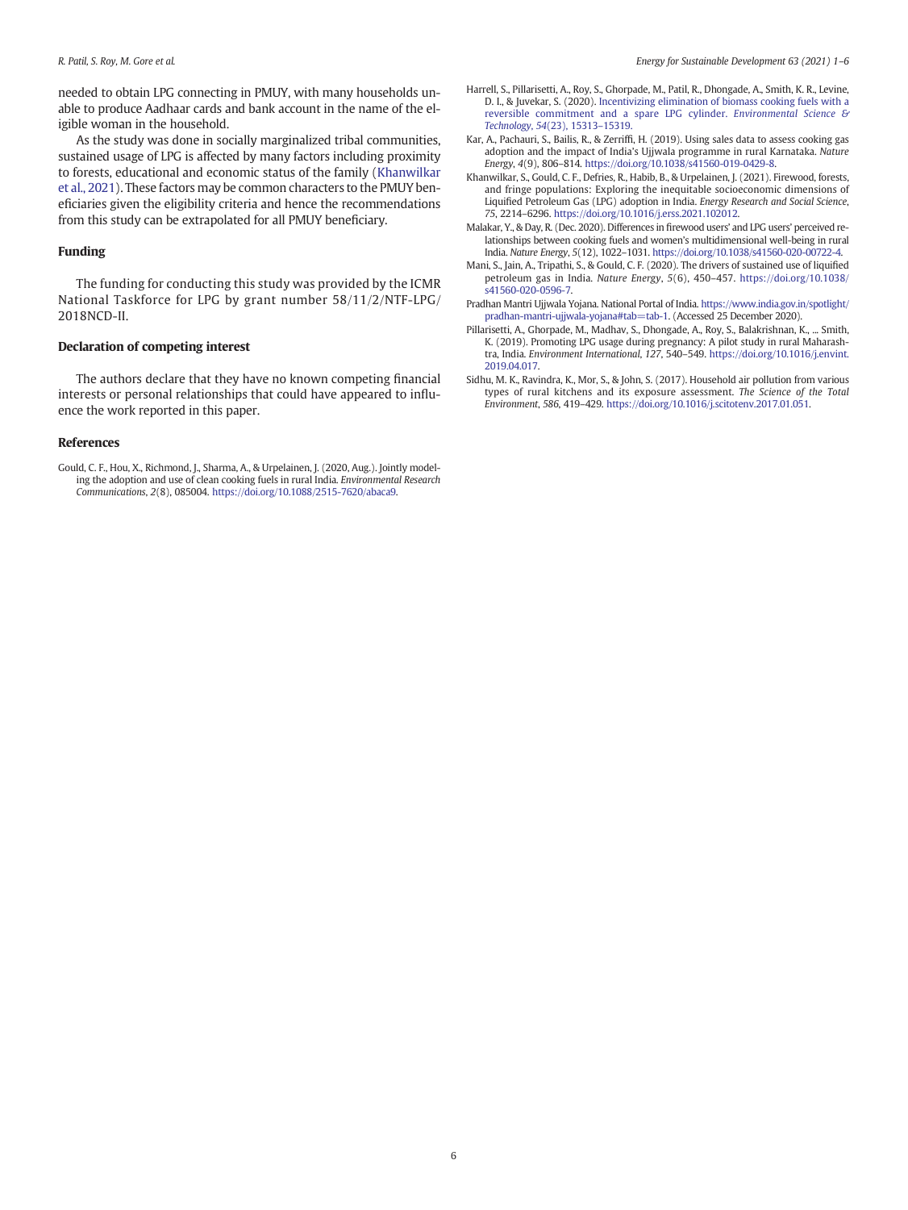needed to obtain LPG connecting in PMUY, with many households unable to produce Aadhaar cards and bank account in the name of the eligible woman in the household.

As the study was done in socially marginalized tribal communities, sustained usage of LPG is affected by many factors including proximity to forests, educational and economic status of the family (Khanwilkar et al., 2021). These factors may be common characters to the PMUY beneficiaries given the eligibility criteria and hence the recommendations from this study can be extrapolated for all PMUY beneficiary.

## Funding

The funding for conducting this study was provided by the ICMR National Taskforce for LPG by grant number 58/11/2/NTF-LPG/2018NCD-II.

## Declaration of competing interest

The authors declare that they have no known competing financial interests or personal relationships that could have appeared to influence the work reported in this paper.

## References

Gould, C. F., Hou, X., Richmond, J., Sharma, A., & Urpelainen, J. (2020, Aug.). Jointly modeling the adoption and use of clean cooking fuels in rural India. *Environmental Research Communications*, *2*(8), 085004. https://doi.org/10.1088/2515-7620/abaca9.

Harrell, S., Pillarisetti, A., Roy, S., Ghorpade, M., Patil, R., Dhongade, A., Smith, K. R., Levine, D. I., & Juvekar, S. (2020). Incentivizing elimination of biomass cooking fuels with a reversible commitment and a spare LPG cylinder. *Environmental Science & Technology*, *54*(23), 15313–15319.

Kar, A., Pachauri, S., Bailis, R., & Zerriffi, H. (2019). Using sales data to assess cooking gas adoption and the impact of India's Ujjwala programme in rural Karnataka. *Nature Energy*, *4*(9), 806–814. https://doi.org/10.1038/s41560-019-0429-8.

Khanwilkar, S., Gould, C. F., Defries, R., Habib, B., & Urpelainen, J. (2021). Firewood, forests, and fringe populations: Exploring the inequitable socioeconomic dimensions of Liquified Petroleum Gas (LPG) adoption in India. *Energy Research and Social Science*, *75*, 2214–6296. https://doi.org/10.1016/j.erss.2021.102012.

Malakar, Y., & Day, R. (Dec. 2020). Differences in firewood users' and LPG users' perceived relationships between cooking fuels and women's multidimensional well-being in rural India. *Nature Energy*, *5*(12), 1022–1031. https://doi.org/10.1038/s41560-020-00722-4.

Mani, S., Jain, A., Tripathi, S., & Gould, C. F. (2020). The drivers of sustained use of liquified petroleum gas in India. *Nature Energy*, *5*(6), 450–457. https://doi.org/10.1038/s41560-020-0596-7.

Pradhan Mantri Ujjwala Yojana. National Portal of India. https://www.india.gov.in/spotlight/pradhan-mantri-ujjwala-yojana#tab=tab-1. (Accessed 25 December 2020).

Pillarisetti, A., Ghorpade, M., Madhav, S., Dhongade, A., Roy, S., Balakrishnan, K., ... Smith, K. (2019). Promoting LPG usage during pregnancy: A pilot study in rural Maharashtra, India. *Environment International*, *127*, 540–549. https://doi.org/10.1016/j.envint.2019.04.017.

Sidhu, M. K., Ravindra, K., Mor, S., & John, S. (2017). Household air pollution from various types of rural kitchens and its exposure assessment. *The Science of the Total Environment*, *586*, 419–429. https://doi.org/10.1016/j.scitotenv.2017.01.051.